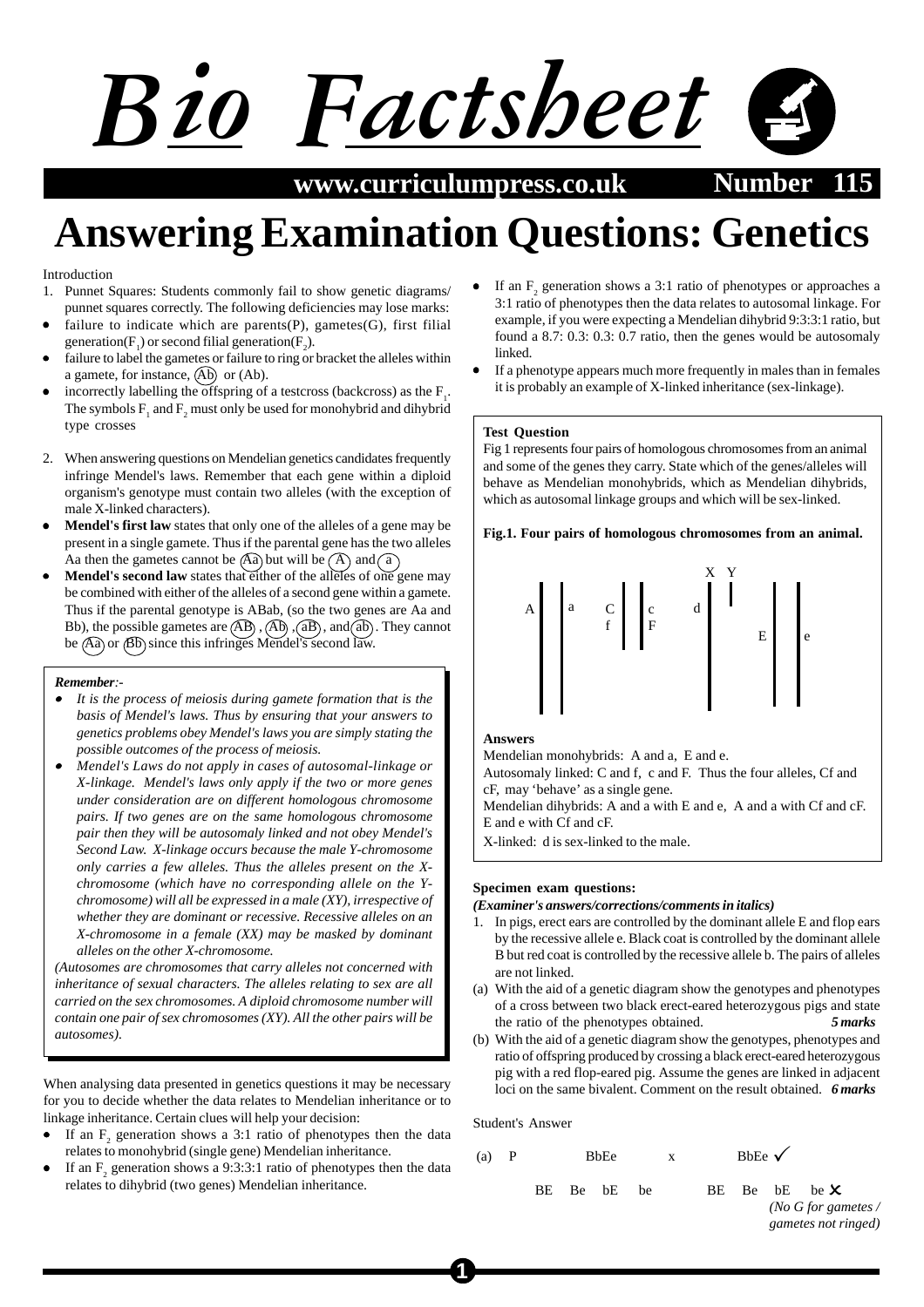# Bio Factsheet

www.curriculumpress.co.uk — Number 115

# Answering Examination Questions: Genetics

Introduction

1. Punnet Squares: Students commonly fail to show genetic diagrams/ punnet squares correctly. The following deficiencies may lose marks:
   - failure to indicate which are parents(P), gametes(G), first filial generation($F_1$) or second filial generation($F_2$).
   - failure to label the gametes or failure to ring or bracket the alleles within a gamete, for instance, (Ab) or (Ab).
   - incorrectly labelling the offspring of a testcross (backcross) as the $F_1$. The symbols $F_1$ and $F_2$ must only be used for monohybrid and dihybrid type crosses

2. When answering questions on Mendelian genetics candidates frequently infringe Mendel's laws. Remember that each gene within a diploid organism's genotype must contain two alleles (with the exception of male X-linked characters).
   - **Mendel's first law** states that only one of the alleles of a gene may be present in a single gamete. Thus if the parental gene has the two alleles Aa then the gametes cannot be (Aa) but will be (A) and (a)
   - **Mendel's second law** states that either of the alleles of one gene may be combined with either of the alleles of a second gene within a gamete. Thus if the parental genotype is ABab, (so the two genes are Aa and Bb), the possible gametes are (AB), (Ab), (aB), and (ab). They cannot be (Aa) or (Bb) since this infringes Mendel's second law.

***Remember**:-*

- *It is the process of meiosis during gamete formation that is the basis of Mendel's laws. Thus by ensuring that your answers to genetics problems obey Mendel's laws you are simply stating the possible outcomes of the process of meiosis.*
- *Mendel's Laws do not apply in cases of autosomal-linkage or X-linkage. Mendel's laws only apply if the two or more genes under consideration are on different homologous chromosome pairs. If two genes are on the same homologous chromosome pair then they will be autosomaly linked and not obey Mendel's Second Law. X-linkage occurs because the male Y-chromosome only carries a few alleles. Thus the alleles present on the X-chromosome (which have no corresponding allele on the Y-chromosome) will all be expressed in a male (XY), irrespective of whether they are dominant or recessive. Recessive alleles on an X-chromosome in a female (XX) may be masked by dominant alleles on the other X-chromosome.*

*(Autosomes are chromosomes that carry alleles not concerned with inheritance of sexual characters. The alleles relating to sex are all carried on the sex chromosomes. A diploid chromosome number will contain one pair of sex chromosomes (XY). All the other pairs will be autosomes).*

When analysing data presented in genetics questions it may be necessary for you to decide whether the data relates to Mendelian inheritance or to linkage inheritance. Certain clues will help your decision:

- If an $F_2$ generation shows a 3:1 ratio of phenotypes then the data relates to monohybrid (single gene) Mendelian inheritance.
- If an $F_2$ generation shows a 9:3:3:1 ratio of phenotypes then the data relates to dihybrid (two genes) Mendelian inheritance.
- If an $F_2$ generation shows a 3:1 ratio of phenotypes or approaches a 3:1 ratio of phenotypes then the data relates to autosomal linkage. For example, if you were expecting a Mendelian dihybrid 9:3:3:1 ratio, but found a 8.7: 0.3: 0.3: 0.7 ratio, then the genes would be autosomaly linked.
- If a phenotype appears much more frequently in males than in females it is probably an example of X-linked inheritance (sex-linkage).

**Test Question**

Fig 1 represents four pairs of homologous chromosomes from an animal and some of the genes they carry. State which of the genes/alleles will behave as Mendelian monohybrids, which as Mendelian dihybrids, which as autosomal linkage groups and which will be sex-linked.

**Fig.1. Four pairs of homologous chromosomes from an animal.**

A a | C f / c F | d (X) Y | E e

**Answers**

Mendelian monohybrids: A and a, E and e.

Autosomaly linked: C and f, c and F. Thus the four alleles, Cf and cF, may 'behave' as a single gene.

Mendelian dihybrids: A and a with E and e, A and a with Cf and cF. E and e with Cf and cF.

X-linked: d is sex-linked to the male.

**Specimen exam questions:**

***(Examiner's answers/corrections/comments in italics)***

1. In pigs, erect ears are controlled by the dominant allele E and flop ears by the recessive allele e. Black coat is controlled by the dominant allele B but red coat is controlled by the recessive allele b. The pairs of alleles are not linked.

(a) With the aid of a genetic diagram show the genotypes and phenotypes of a cross between two black erect-eared heterozygous pigs and state the ratio of the phenotypes obtained. ***5 marks***

(b) With the aid of a genetic diagram show the genotypes, phenotypes and ratio of offspring produced by crossing a black erect-eared heterozygous pig with a red flop-eared pig. Assume the genes are linked in adjacent loci on the same bivalent. Comment on the result obtained. ***6 marks***

Student's Answer

(a) P    BbEe    x    BbEe ✓

BE  Be  bE  be    BE  Be  bE  be ✗

*(No G for gametes / gametes not ringed)*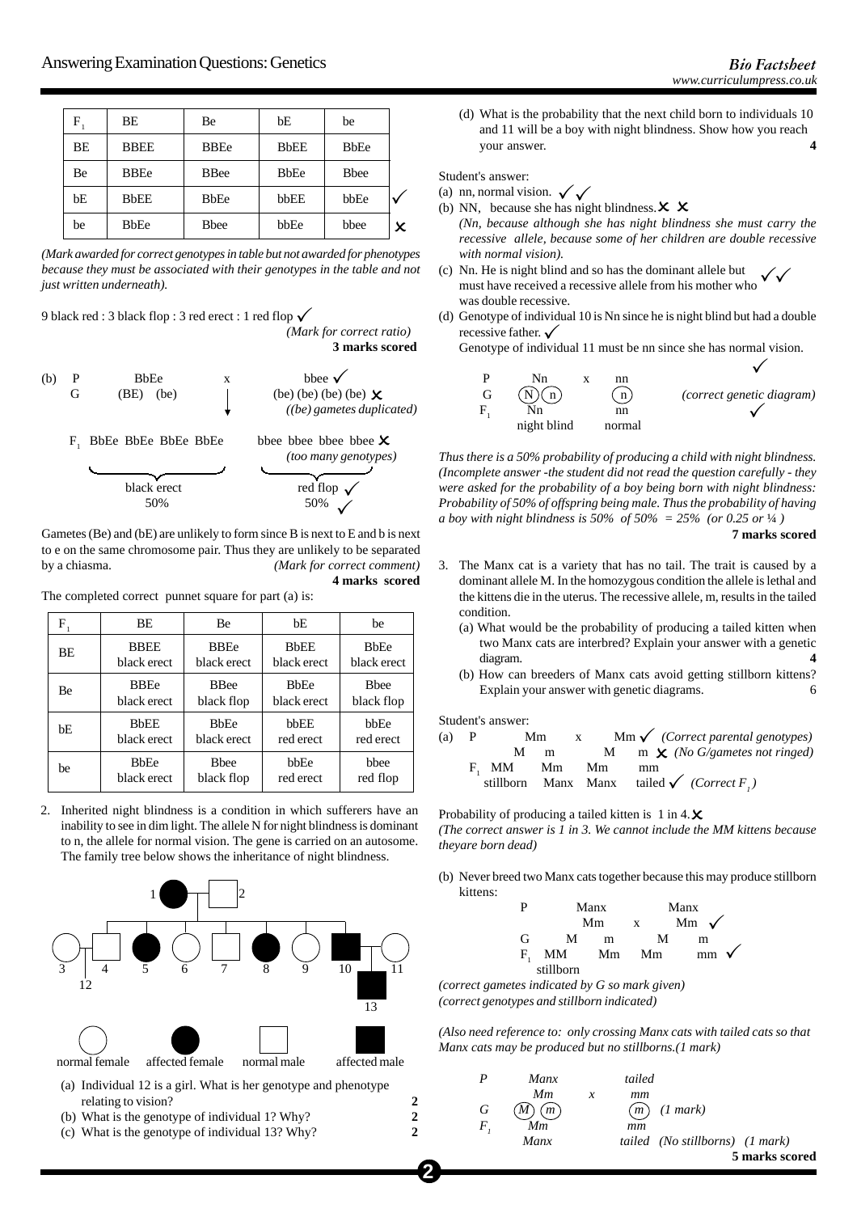| $F_1$ | BE | Be | bE | be | |
|---|---|---|---|---|---|
| BE | BBEE | BBEe | BbEE | BbEe | |
| Be | BBEe | BBee | BbEe | Bbee | |
| bE | BbEE | BbEe | bbEE | bbEe | ✓ |
| be | BbEe | Bbee | bbEe | bbee | ✗ |

*(Mark awarded for correct genotypes in table but not awarded for phenotypes because they must be associated with their genotypes in the table and not just written underneath).*

9 black red : 3 black flop : 3 red erect : 1 red flop ✓

*(Mark for correct ratio)*

**3 marks scored**

(b) P BbEe x bbee ✓

G (BE) (be) (be) (be) (be) (be) ✗ *((be) gametes duplicated)*

$F_1$ BbEe BbEe BbEe BbEe bbee bbee bbee bbee ✗ *(too many genotypes)*

black erect 50% — red flop ✓ 50% ✓

Gametes (Be) and (bE) are unlikely to form since B is next to E and b is next to e on the same chromosome pair. Thus they are unlikely to be separated by a chiasma. *(Mark for correct comment)*

**4 marks scored**

The completed correct punnet square for part (a) is:

| $F_1$ | BE | Be | bE | be |
|---|---|---|---|---|
| BE | BBEE black erect | BBEe black erect | BbEE black erect | BbEe black erect |
| Be | BBEe black erect | BBee black flop | BbEe black erect | Bbee black flop |
| bE | BbEE black erect | BbEe black erect | bbEE red erect | bbEe red erect |
| be | BbEe black erect | Bbee black flop | bbEe red erect | bbee red flop |

2. Inherited night blindness is a condition in which sufferers have an inability to see in dim light. The allele N for night blindness is dominant to n, the allele for normal vision. The gene is carried on an autosome. The family tree below shows the inheritance of night blindness.

normal female — affected female — normal male — affected male

(a) Individual 12 is a girl. What is her genotype and phenotype relating to vision? **2**

(b) What is the genotype of individual 1? Why? **2**

(c) What is the genotype of individual 13? Why? **2**

(d) What is the probability that the next child born to individuals 10 and 11 will be a boy with night blindness. Show how you reach your answer. **4**

Student's answer:

(a) nn, normal vision. ✓✓

(b) NN, because she has night blindness. ✗ ✗

*(Nn, because although she has night blindness she must carry the recessive allele, because some of her children are double recessive with normal vision).*

(c) Nn. He is night blind and so has the dominant allele but must have received a recessive allele from his mother who was double recessive. ✓✓

(d) Genotype of individual 10 is Nn since he is night blind but had a double recessive father. ✓

Genotype of individual 11 must be nn since she has normal vision. ✓

P Nn x nn

G (N) (n) (n) *(correct genetic diagram)* ✓

$F_1$ Nn nn

night blind normal

*Thus there is a 50% probability of producing a child with night blindness. (Incomplete answer -the student did not read the question carefully - they were asked for the probability of a boy being born with night blindness: Probability of 50% of offspring being male. Thus the probability of having a boy with night blindness is 50% of 50% = 25% (or 0.25 or ¼ )*

**7 marks scored**

3. The Manx cat is a variety that has no tail. The trait is caused by a dominant allele M. In the homozygous condition the allele is lethal and the kittens die in the uterus. The recessive allele, m, results in the tailed condition.

(a) What would be the probability of producing a tailed kitten when two Manx cats are interbred? Explain your answer with a genetic diagram. **4**

(b) How can breeders of Manx cats avoid getting stillborn kittens? Explain your answer with genetic diagrams. 6

Student's answer:

(a) P Mm x Mm ✓ *(Correct parental genotypes)*

M m M m ✗ *(No G/gametes not ringed)*

$F_1$ MM Mm Mm mm

stillborn Manx Manx tailed ✓ *(Correct $F_1$)*

Probability of producing a tailed kitten is 1 in 4. ✗

*(The correct answer is 1 in 3. We cannot include the MM kittens because theyare born dead)*

(b) Never breed two Manx cats together because this may produce stillborn kittens:

P Manx Manx

Mm x Mm ✓

G M m M m

$F_1$ MM Mm Mm mm ✓

stillborn

*(correct gametes indicated by G so mark given)*

*(correct genotypes and stillborn indicated)*

*(Also need reference to: only crossing Manx cats with tailed cats so that Manx cats may be produced but no stillborns.(1 mark)*

*P Manx x tailed*

*Mm mm*

*G (M) (m) (m) (1 mark)*

*$F_1$ Mm mm*

*Manx tailed (No stillborns) (1 mark)*

**5 marks scored**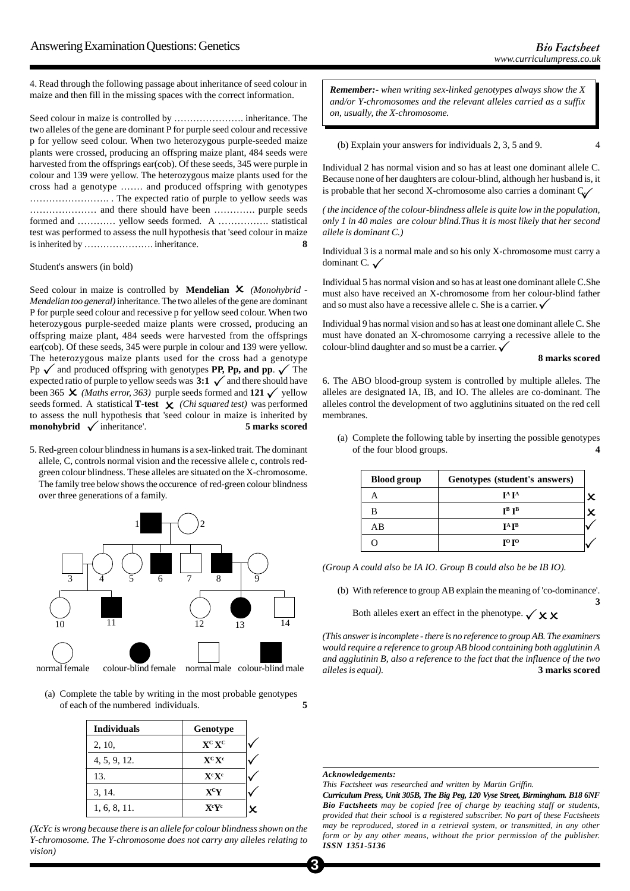4. Read through the following passage about inheritance of seed colour in maize and then fill in the missing spaces with the correct information.

Seed colour in maize is controlled by …………………. inheritance. The two alleles of the gene are dominant P for purple seed colour and recessive p for yellow seed colour. When two heterozygous purple-seeded maize plants were crossed, producing an offspring maize plant, 484 seeds were harvested from the offsprings ear(cob). Of these seeds, 345 were purple in colour and 139 were yellow. The heterozygous maize plants used for the cross had a genotype ……. and produced offspring with genotypes ……………………. . The expected ratio of purple to yellow seeds was ………………… and there should have been …………. purple seeds formed and ………… yellow seeds formed. A ……………. statistical test was performed to assess the null hypothesis that 'seed colour in maize is inherited by …………………. inheritance. **8**

Student's answers (in bold)

Seed colour in maize is controlled by **Mendelian** ✗ *(Monohybrid - Mendelian too general)* inheritance. The two alleles of the gene are dominant P for purple seed colour and recessive p for yellow seed colour. When two heterozygous purple-seeded maize plants were crossed, producing an offspring maize plant, 484 seeds were harvested from the offsprings ear(cob). Of these seeds, 345 were purple in colour and 139 were yellow. The heterozygous maize plants used for the cross had a genotype Pp ✓ and produced offspring with genotypes **PP, Pp, and pp**. ✓ The expected ratio of purple to yellow seeds was **3:1** ✓ and there should have been 365 ✗ *(Maths error, 363)* purple seeds formed and **121** ✓ yellow seeds formed. A statistical **T-test** ✗ *(Chi squared test)* was performed to assess the null hypothesis that 'seed colour in maize is inherited by **monohybrid** ✓ inheritance'. **5 marks scored**

5. Red-green colour blindness in humans is a sex-linked trait. The dominant allele, C, controls normal vision and the recessive allele c, controls red-green colour blindness. These alleles are situated on the X-chromosome. The family tree below shows the occurence of red-green colour blindness over three generations of a family.

1 2
3 4 5 6 7 8 9
10 11 12 13 14
normal female colour-blind female normal male colour-blind male

(a) Complete the table by writing in the most probable genotypes of each of the numbered individuals. **5**

| Individuals | Genotype | |
|---|---|---|
| 2, 10, | $X^C X^C$ | ✓ |
| 4, 5, 9, 12. | $X^C X^c$ | ✓ |
| 13. | $X^c X^c$ | ✓ |
| 3, 14. | $X^C Y$ | ✓ |
| 1, 6, 8, 11. | $X^c Y^c$ | ✗ |

*(XcYc is wrong because there is an allele for colour blindness shown on the Y-chromosome. The Y-chromosome does not carry any alleles relating to vision)*

***Remember:-*** *when writing sex-linked genotypes always show the X and/or Y-chromosomes and the relevant alleles carried as a suffix on, usually, the X-chromosome.*

(b) Explain your answers for individuals 2, 3, 5 and 9. **4**

Individual 2 has normal vision and so has at least one dominant allele C. Because none of her daughters are colour-blind, although her husband is, it is probable that her second X-chromosome also carries a dominant C ✓

*( the incidence of the colour-blindness allele is quite low in the population, only 1 in 40 males are colour blind.Thus it is most likely that her second allele is dominant C.)*

Individual 3 is a normal male and so his only X-chromosome must carry a dominant C. ✓

Individual 5 has normal vision and so has at least one dominant allele C.She must also have received an X-chromosome from her colour-blind father and so must also have a recessive allele c. She is a carrier. ✓

Individual 9 has normal vision and so has at least one dominant allele C. She must have donated an X-chromosome carrying a recessive allele to the colour-blind daughter and so must be a carrier. ✓

**8 marks scored**

6. The ABO blood-group system is controlled by multiple alleles. The alleles are designated IA, IB, and IO. The alleles are co-dominant. The alleles control the development of two agglutinins situated on the red cell membranes.

(a) Complete the following table by inserting the possible genotypes of the four blood groups. **4**

| Blood group | Genotypes (student's answers) | |
|---|---|---|
| A | $I^A I^A$ | ✗ |
| B | $I^B I^B$ | ✗ |
| AB | $I^A I^B$ | ✓ |
| O | $I^O I^O$ | ✓ |

*(Group A could also be IA IO. Group B could also be be IB IO).*

(b) With reference to group AB explain the meaning of 'co-dominance'. **3**

Both alleles exert an effect in the phenotype. ✓ ✗ ✗

*(This answer is incomplete - there is no reference to group AB. The examiners would require a reference to group AB blood containing both agglutinin A and agglutinin B, also a reference to the fact that the influence of the two alleles is equal).* **3 marks scored**

***Acknowledgements:***

*This Factsheet was researched and written by Martin Griffin.*

***Curriculum Press, Unit 305B, The Big Peg, 120 Vyse Street, Birmingham. B18 6NF***
***Bio Factsheets*** *may be copied free of charge by teaching staff or students, provided that their school is a registered subscriber. No part of these Factsheets may be reproduced, stored in a retrieval system, or transmitted, in any other form or by any other means, without the prior permission of the publisher.*
***ISSN 1351-5136***